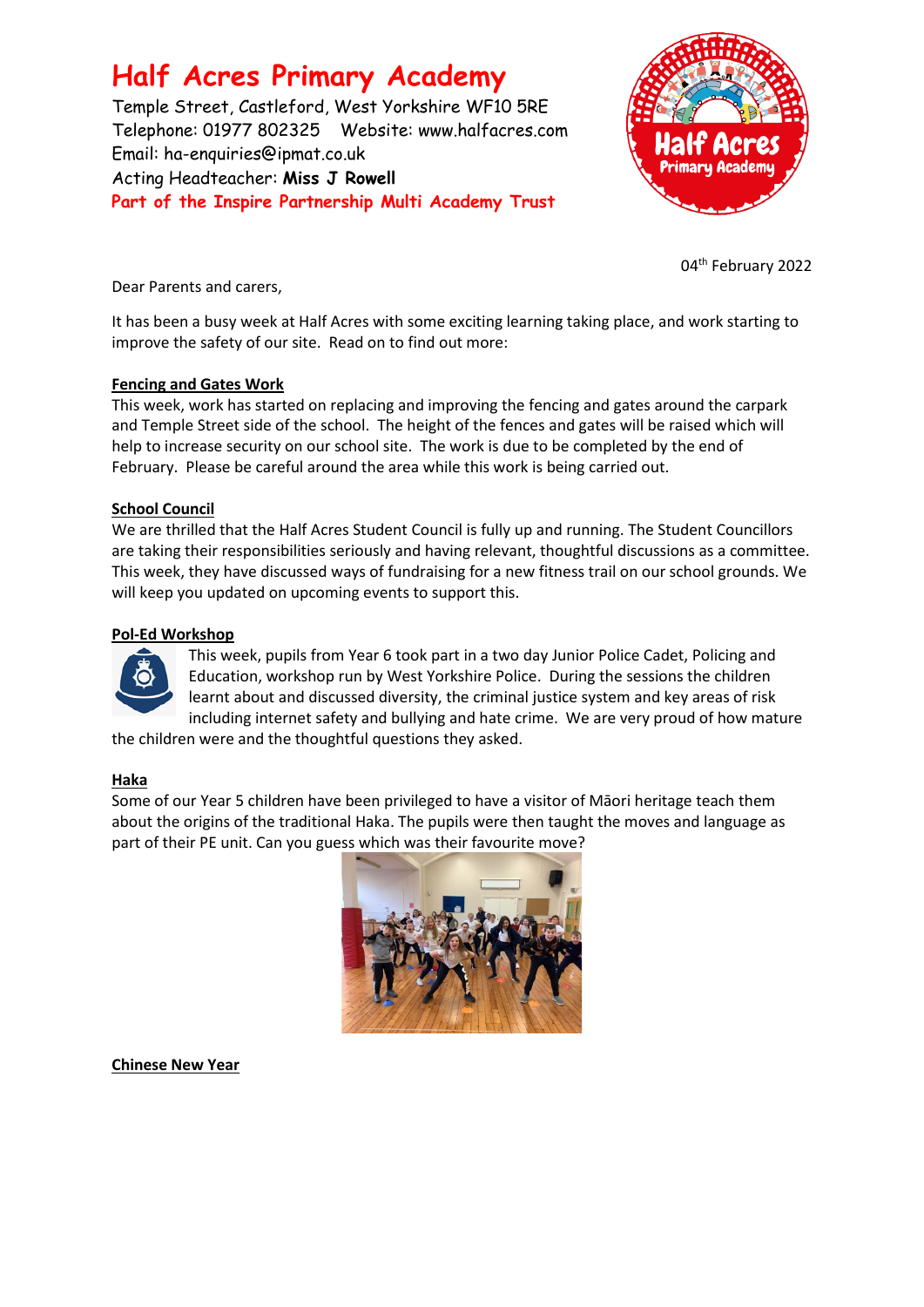# Half Acres Primary Academy

Temple Street, Castleford, West Yorkshire WF10 5RE
Telephone: 01977 802325 Website: www.halfacres.com
Email: ha-enquiries@ipmat.co.uk
Acting Headteacher: **Miss J Rowell**
Part of the Inspire Partnership Multi Academy Trust

04th February 2022

Dear Parents and carers,

It has been a busy week at Half Acres with some exciting learning taking place, and work starting to improve the safety of our site. Read on to find out more:

**Fencing and Gates Work**

This week, work has started on replacing and improving the fencing and gates around the carpark and Temple Street side of the school. The height of the fences and gates will be raised which will help to increase security on our school site. The work is due to be completed by the end of February. Please be careful around the area while this work is being carried out.

**School Council**

We are thrilled that the Half Acres Student Council is fully up and running. The Student Councillors are taking their responsibilities seriously and having relevant, thoughtful discussions as a committee. This week, they have discussed ways of fundraising for a new fitness trail on our school grounds. We will keep you updated on upcoming events to support this.

**Pol-Ed Workshop**

This week, pupils from Year 6 took part in a two day Junior Police Cadet, Policing and Education, workshop run by West Yorkshire Police. During the sessions the children learnt about and discussed diversity, the criminal justice system and key areas of risk including internet safety and bullying and hate crime. We are very proud of how mature the children were and the thoughtful questions they asked.

**Haka**

Some of our Year 5 children have been privileged to have a visitor of Māori heritage teach them about the origins of the traditional Haka. The pupils were then taught the moves and language as part of their PE unit. Can you guess which was their favourite move?

**Chinese New Year**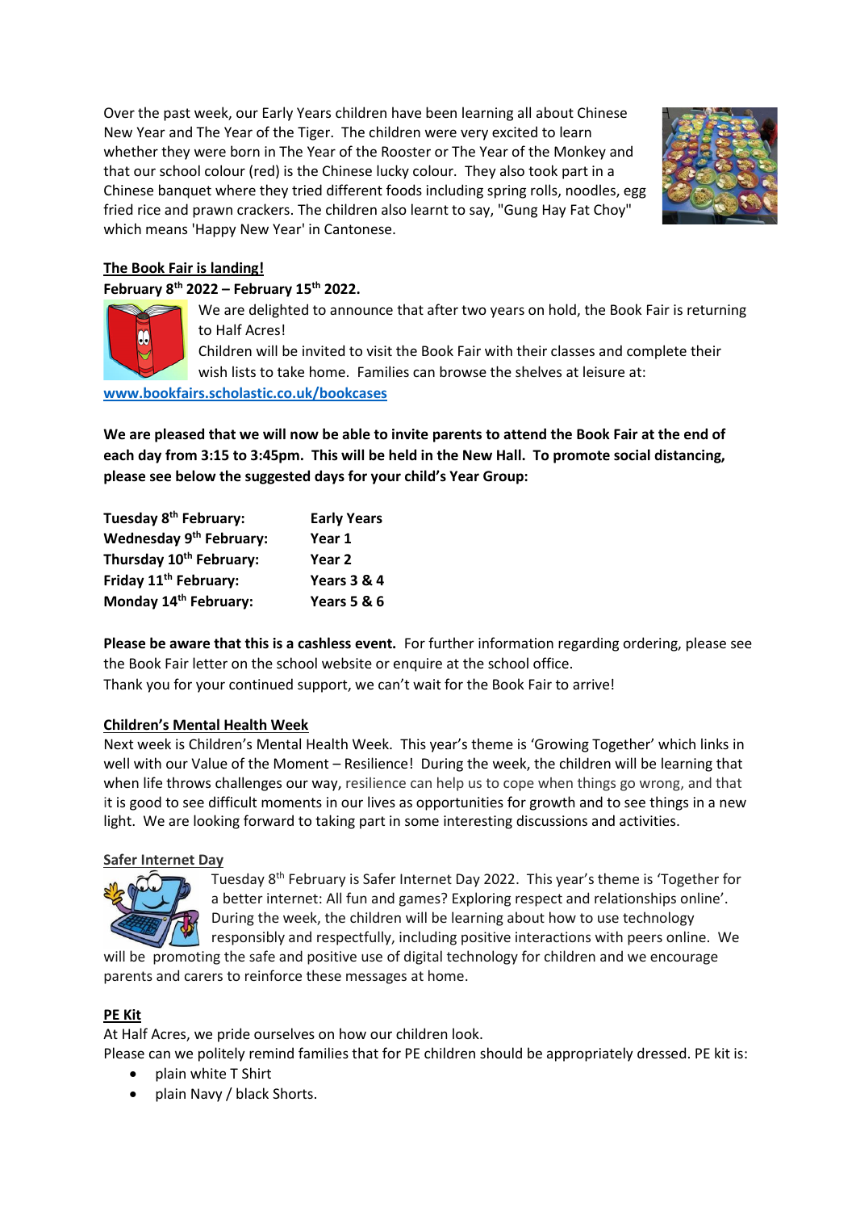Over the past week, our Early Years children have been learning all about Chinese New Year and The Year of the Tiger. The children were very excited to learn whether they were born in The Year of the Rooster or The Year of the Monkey and that our school colour (red) is the Chinese lucky colour. They also took part in a Chinese banquet where they tried different foods including spring rolls, noodles, egg fried rice and prawn crackers. The children also learnt to say, "Gung Hay Fat Choy" which means 'Happy New Year' in Cantonese.

**The Book Fair is landing!**

**February 8th 2022 – February 15th 2022.**

We are delighted to announce that after two years on hold, the Book Fair is returning to Half Acres!

Children will be invited to visit the Book Fair with their classes and complete their wish lists to take home. Families can browse the shelves at leisure at:

www.bookfairs.scholastic.co.uk/bookcases

**We are pleased that we will now be able to invite parents to attend the Book Fair at the end of each day from 3:15 to 3:45pm. This will be held in the New Hall. To promote social distancing, please see below the suggested days for your child's Year Group:**

| | |
|---|---|
| **Tuesday 8th February:** | **Early Years** |
| **Wednesday 9th February:** | **Year 1** |
| **Thursday 10th February:** | **Year 2** |
| **Friday 11th February:** | **Years 3 & 4** |
| **Monday 14th February:** | **Years 5 & 6** |

**Please be aware that this is a cashless event.** For further information regarding ordering, please see the Book Fair letter on the school website or enquire at the school office.
Thank you for your continued support, we can't wait for the Book Fair to arrive!

**Children's Mental Health Week**

Next week is Children's Mental Health Week. This year's theme is 'Growing Together' which links in well with our Value of the Moment – Resilience! During the week, the children will be learning that when life throws challenges our way, resilience can help us to cope when things go wrong, and that it is good to see difficult moments in our lives as opportunities for growth and to see things in a new light. We are looking forward to taking part in some interesting discussions and activities.

**Safer Internet Day**

Tuesday 8th February is Safer Internet Day 2022. This year's theme is 'Together for a better internet: All fun and games? Exploring respect and relationships online'. During the week, the children will be learning about how to use technology responsibly and respectfully, including positive interactions with peers online. We will be promoting the safe and positive use of digital technology for children and we encourage parents and carers to reinforce these messages at home.

**PE Kit**

At Half Acres, we pride ourselves on how our children look.
Please can we politely remind families that for PE children should be appropriately dressed. PE kit is:

- plain white T Shirt
- plain Navy / black Shorts.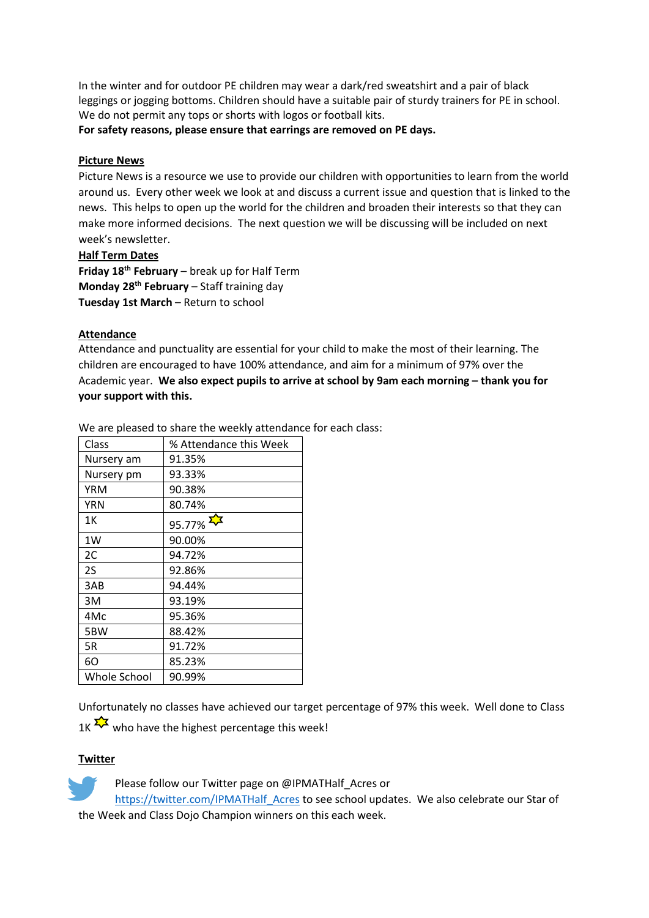In the winter and for outdoor PE children may wear a dark/red sweatshirt and a pair of black leggings or jogging bottoms. Children should have a suitable pair of sturdy trainers for PE in school. We do not permit any tops or shorts with logos or football kits.

**For safety reasons, please ensure that earrings are removed on PE days.**

## Picture News

Picture News is a resource we use to provide our children with opportunities to learn from the world around us. Every other week we look at and discuss a current issue and question that is linked to the news. This helps to open up the world for the children and broaden their interests so that they can make more informed decisions. The next question we will be discussing will be included on next week's newsletter.

## Half Term Dates

**Friday 18th February** – break up for Half Term
**Monday 28th February** – Staff training day
**Tuesday 1st March** – Return to school

## Attendance

Attendance and punctuality are essential for your child to make the most of their learning. The children are encouraged to have 100% attendance, and aim for a minimum of 97% over the Academic year. **We also expect pupils to arrive at school by 9am each morning – thank you for your support with this.**

We are pleased to share the weekly attendance for each class:

| Class | % Attendance this Week |
|---|---|
| Nursery am | 91.35% |
| Nursery pm | 93.33% |
| YRM | 90.38% |
| YRN | 80.74% |
| 1K | 95.77% ☆ |
| 1W | 90.00% |
| 2C | 94.72% |
| 2S | 92.86% |
| 3AB | 94.44% |
| 3M | 93.19% |
| 4Mc | 95.36% |
| 5BW | 88.42% |
| 5R | 91.72% |
| 6O | 85.23% |
| Whole School | 90.99% |

Unfortunately no classes have achieved our target percentage of 97% this week. Well done to Class 1K ☆ who have the highest percentage this week!

## Twitter

Please follow our Twitter page on @IPMATHalf_Acres or https://twitter.com/IPMATHalf_Acres to see school updates. We also celebrate our Star of the Week and Class Dojo Champion winners on this each week.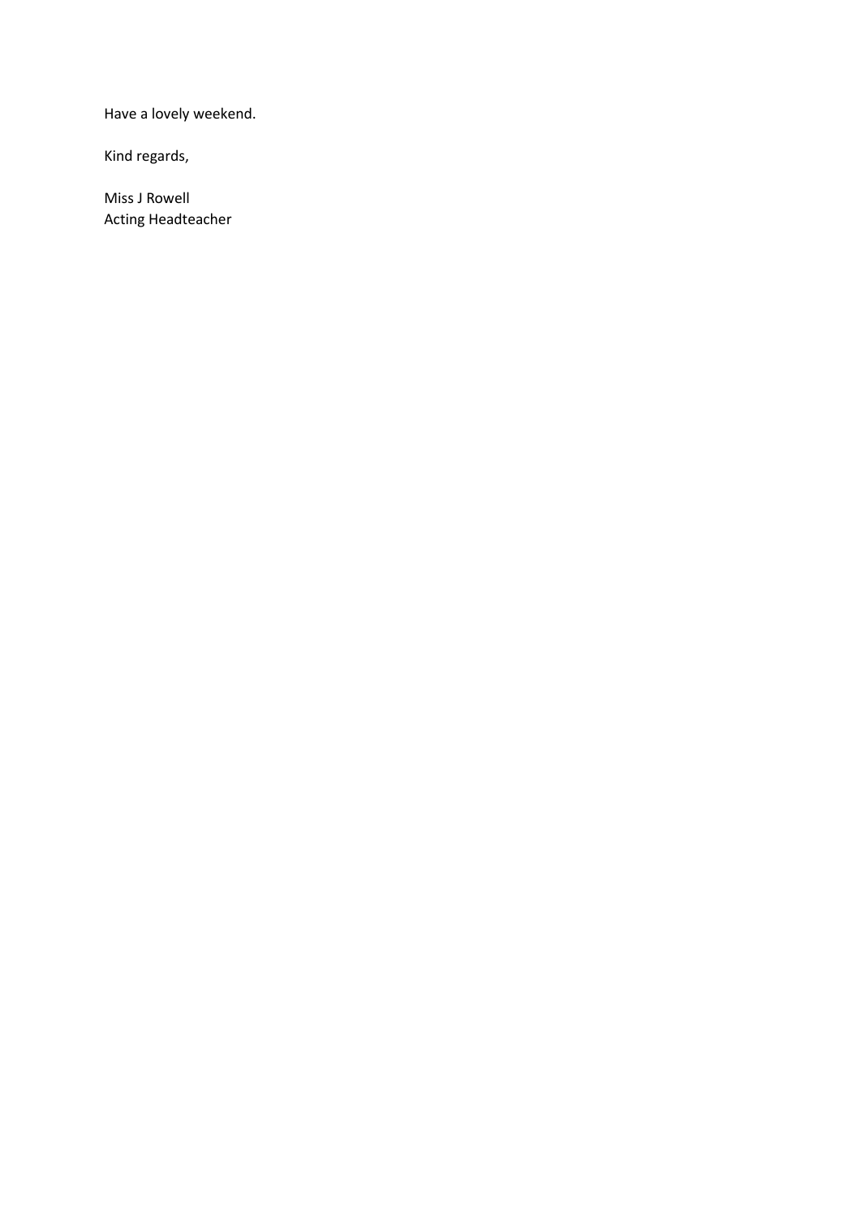Have a lovely weekend.

Kind regards,

Miss J Rowell
Acting Headteacher